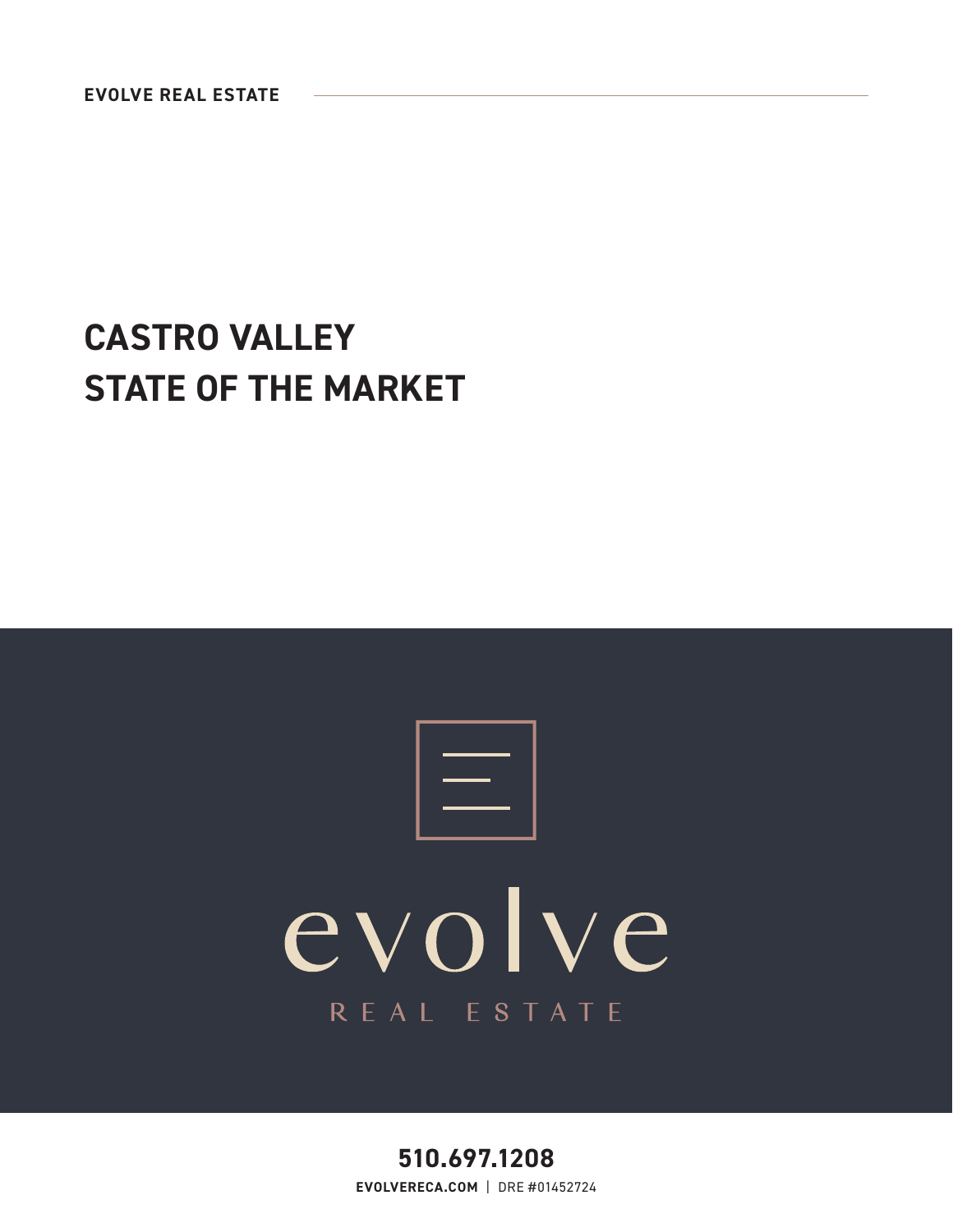EVOLVE REAL ESTATE

# CASTRO VALLEY
# STATE OF THE MARKET

evolve

REAL ESTATE

**510.697.1208**

**EVOLVERECA.COM** | DRE #01452724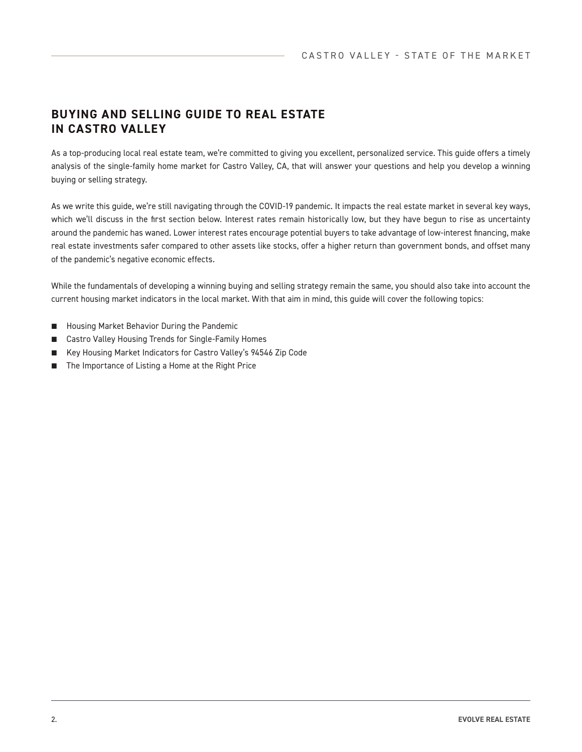## BUYING AND SELLING GUIDE TO REAL ESTATE IN CASTRO VALLEY

As a top-producing local real estate team, we're committed to giving you excellent, personalized service. This guide offers a timely analysis of the single-family home market for Castro Valley, CA, that will answer your questions and help you develop a winning buying or selling strategy.

As we write this guide, we're still navigating through the COVID-19 pandemic. It impacts the real estate market in several key ways, which we'll discuss in the first section below. Interest rates remain historically low, but they have begun to rise as uncertainty around the pandemic has waned. Lower interest rates encourage potential buyers to take advantage of low-interest financing, make real estate investments safer compared to other assets like stocks, offer a higher return than government bonds, and offset many of the pandemic's negative economic effects.

While the fundamentals of developing a winning buying and selling strategy remain the same, you should also take into account the current housing market indicators in the local market. With that aim in mind, this guide will cover the following topics:

- Housing Market Behavior During the Pandemic
- Castro Valley Housing Trends for Single-Family Homes
- Key Housing Market Indicators for Castro Valley's 94546 Zip Code
- The Importance of Listing a Home at the Right Price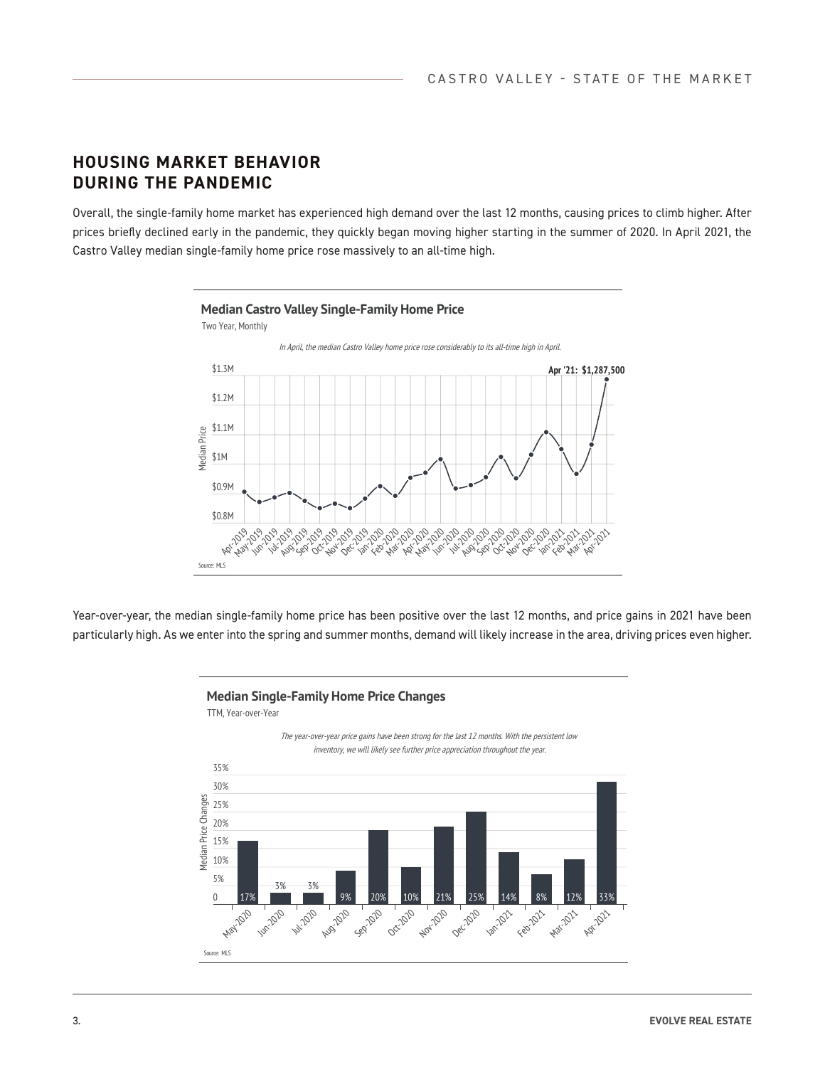## HOUSING MARKET BEHAVIOR DURING THE PANDEMIC

Overall, the single-family home market has experienced high demand over the last 12 months, causing prices to climb higher. After prices briefly declined early in the pandemic, they quickly began moving higher starting in the summer of 2020. In April 2021, the Castro Valley median single-family home price rose massively to an all-time high.

**Median Castro Valley Single-Family Home Price**

Two Year, Monthly

*In April, the median Castro Valley home price rose considerably to its all-time high in April.*

**Apr '21: $1,287,500**

Source: MLS

Year-over-year, the median single-family home price has been positive over the last 12 months, and price gains in 2021 have been particularly high. As we enter into the spring and summer months, demand will likely increase in the area, driving prices even higher.

**Median Single-Family Home Price Changes**

TTM, Year-over-Year

*The year-over-year price gains have been strong for the last 12 months. With the persistent low inventory, we will likely see further price appreciation throughout the year.*

| Month | Median Price Change |
|---|---|
| May-2020 | 17% |
| Jun-2020 | 3% |
| Jul-2020 | 3% |
| Aug-2020 | 9% |
| Sep-2020 | 20% |
| Oct-2020 | 10% |
| Nov-2020 | 21% |
| Dec-2020 | 25% |
| Jan-2021 | 14% |
| Feb-2021 | 8% |
| Mar-2021 | 12% |
| Apr-2021 | 33% |

Source: MLS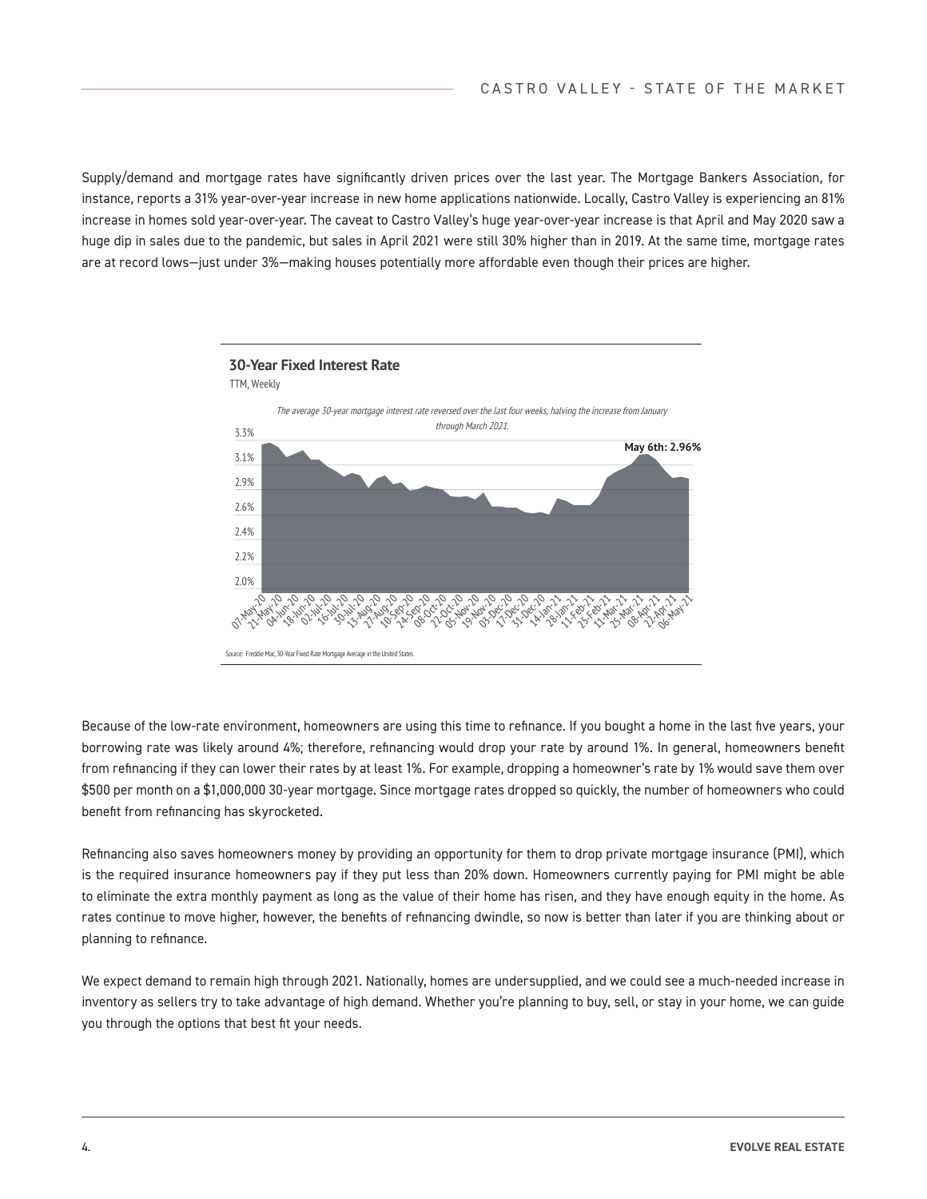Supply/demand and mortgage rates have significantly driven prices over the last year. The Mortgage Bankers Association, for instance, reports a 31% year-over-year increase in new home applications nationwide. Locally, Castro Valley is experiencing an 81% increase in homes sold year-over-year. The caveat to Castro Valley's huge year-over-year increase is that April and May 2020 saw a huge dip in sales due to the pandemic, but sales in April 2021 were still 30% higher than in 2019. At the same time, mortgage rates are at record lows—just under 3%—making houses potentially more affordable even though their prices are higher.

**30-Year Fixed Interest Rate**

TTM, Weekly

*The average 30-year mortgage interest rate reversed over the last four weeks, halving the increase from January through March 2021.*

**May 6th: 2.96%**

Source: Freddie Mac, 30-Year Fixed Rate Mortgage Average in the United States

Because of the low-rate environment, homeowners are using this time to refinance. If you bought a home in the last five years, your borrowing rate was likely around 4%; therefore, refinancing would drop your rate by around 1%. In general, homeowners benefit from refinancing if they can lower their rates by at least 1%. For example, dropping a homeowner's rate by 1% would save them over $500 per month on a $1,000,000 30-year mortgage. Since mortgage rates dropped so quickly, the number of homeowners who could benefit from refinancing has skyrocketed.

Refinancing also saves homeowners money by providing an opportunity for them to drop private mortgage insurance (PMI), which is the required insurance homeowners pay if they put less than 20% down. Homeowners currently paying for PMI might be able to eliminate the extra monthly payment as long as the value of their home has risen, and they have enough equity in the home. As rates continue to move higher, however, the benefits of refinancing dwindle, so now is better than later if you are thinking about or planning to refinance.

We expect demand to remain high through 2021. Nationally, homes are undersupplied, and we could see a much-needed increase in inventory as sellers try to take advantage of high demand. Whether you're planning to buy, sell, or stay in your home, we can guide you through the options that best fit your needs.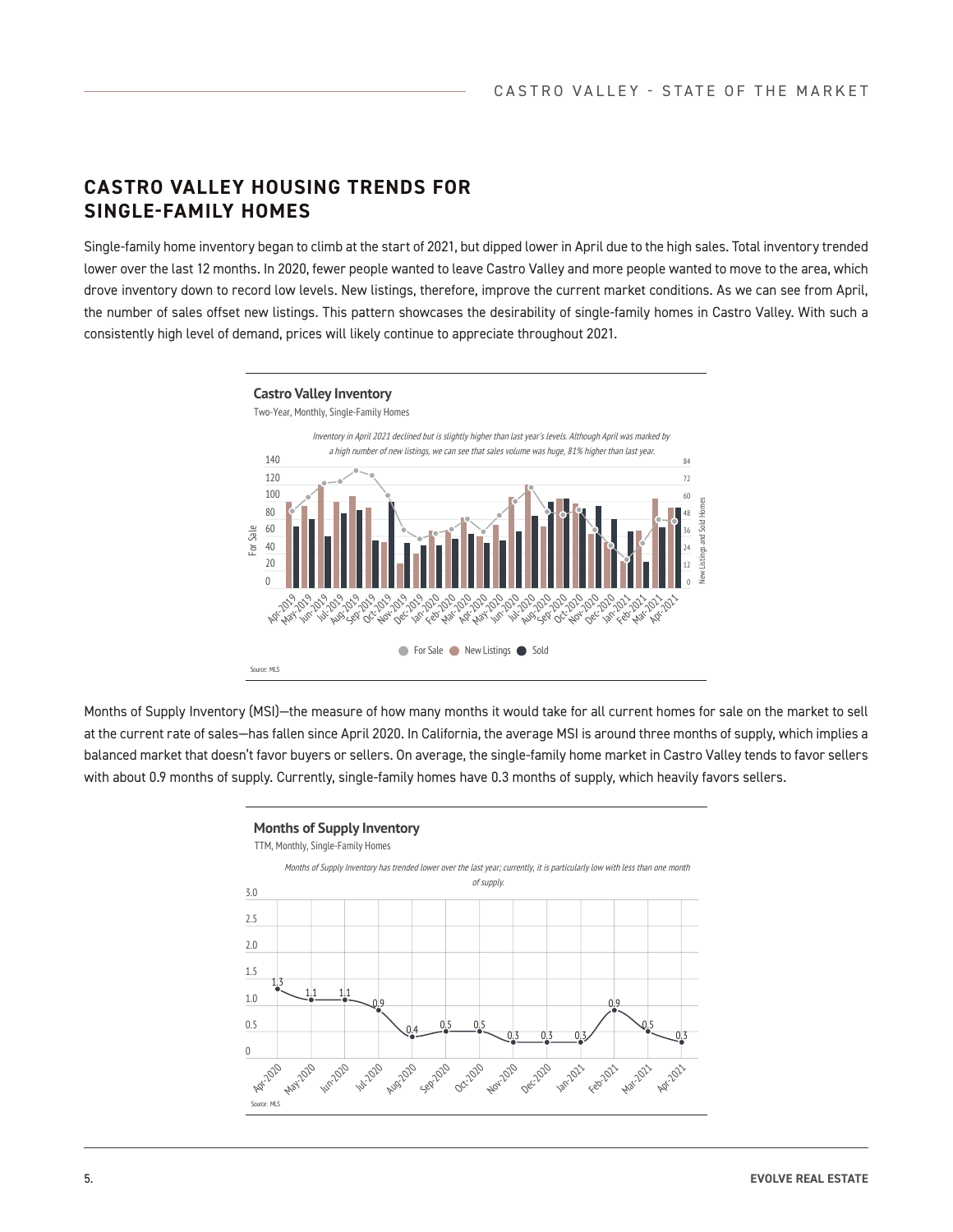## CASTRO VALLEY HOUSING TRENDS FOR SINGLE-FAMILY HOMES

Single-family home inventory began to climb at the start of 2021, but dipped lower in April due to the high sales. Total inventory trended lower over the last 12 months. In 2020, fewer people wanted to leave Castro Valley and more people wanted to move to the area, which drove inventory down to record low levels. New listings, therefore, improve the current market conditions. As we can see from April, the number of sales offset new listings. This pattern showcases the desirability of single-family homes in Castro Valley. With such a consistently high level of demand, prices will likely continue to appreciate throughout 2021.

**Castro Valley Inventory**

Two-Year, Monthly, Single-Family Homes

*Inventory in April 2021 declined but is slightly higher than last year's levels. Although April was marked by a high number of new listings, we can see that sales volume was huge, 81% higher than last year.*

For Sale | New Listings | Sold

Source: MLS

Months of Supply Inventory (MSI)—the measure of how many months it would take for all current homes for sale on the market to sell at the current rate of sales—has fallen since April 2020. In California, the average MSI is around three months of supply, which implies a balanced market that doesn't favor buyers or sellers. On average, the single-family home market in Castro Valley tends to favor sellers with about 0.9 months of supply. Currently, single-family homes have 0.3 months of supply, which heavily favors sellers.

**Months of Supply Inventory**

TTM, Monthly, Single-Family Homes

*Months of Supply Inventory has trended lower over the last year; currently, it is particularly low with less than one month of supply.*

| Month | MSI |
|---|---|
| Apr-2020 | 1.3 |
| May-2020 | 1.1 |
| Jun-2020 | 1.1 |
| Jul-2020 | 0.9 |
| Aug-2020 | 0.4 |
| Sep-2020 | 0.5 |
| Oct-2020 | 0.5 |
| Nov-2020 | 0.3 |
| Dec-2020 | 0.3 |
| Jan-2021 | 0.3 |
| Feb-2021 | 0.9 |
| Mar-2021 | 0.5 |
| Apr-2021 | 0.3 |

Source: MLS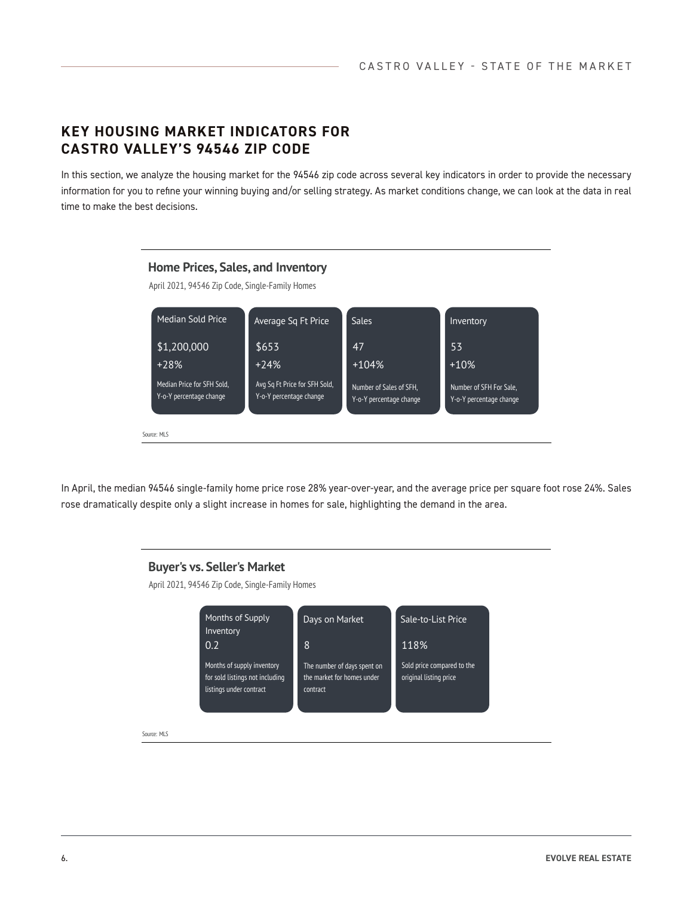## KEY HOUSING MARKET INDICATORS FOR CASTRO VALLEY'S 94546 ZIP CODE

In this section, we analyze the housing market for the 94546 zip code across several key indicators in order to provide the necessary information for you to refine your winning buying and/or selling strategy. As market conditions change, we can look at the data in real time to make the best decisions.

### Home Prices, Sales, and Inventory

April 2021, 94546 Zip Code, Single-Family Homes

| Median Sold Price | Average Sq Ft Price | Sales | Inventory |
|---|---|---|---|
| $1,200,000 | $653 | 47 | 53 |
| +28% | +24% | +104% | +10% |
| Median Price for SFH Sold, Y-o-Y percentage change | Avg Sq Ft Price for SFH Sold, Y-o-Y percentage change | Number of Sales of SFH, Y-o-Y percentage change | Number of SFH For Sale, Y-o-Y percentage change |

Source: MLS

In April, the median 94546 single-family home price rose 28% year-over-year, and the average price per square foot rose 24%. Sales rose dramatically despite only a slight increase in homes for sale, highlighting the demand in the area.

### Buyer's vs. Seller's Market

April 2021, 94546 Zip Code, Single-Family Homes

| Months of Supply Inventory | Days on Market | Sale-to-List Price |
|---|---|---|
| 0.2 | 8 | 118% |
| Months of supply inventory for sold listings not including listings under contract | The number of days spent on the market for homes under contract | Sold price compared to the original listing price |

Source: MLS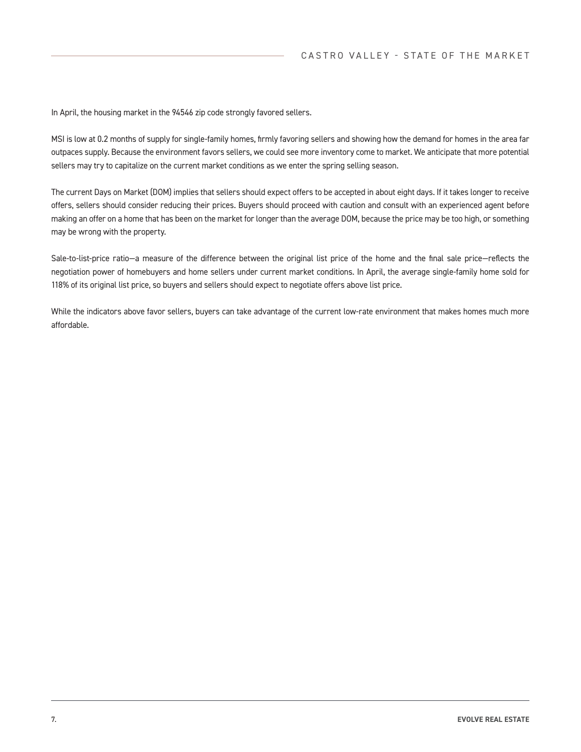In April, the housing market in the 94546 zip code strongly favored sellers.

MSI is low at 0.2 months of supply for single-family homes, firmly favoring sellers and showing how the demand for homes in the area far outpaces supply. Because the environment favors sellers, we could see more inventory come to market. We anticipate that more potential sellers may try to capitalize on the current market conditions as we enter the spring selling season.

The current Days on Market (DOM) implies that sellers should expect offers to be accepted in about eight days. If it takes longer to receive offers, sellers should consider reducing their prices. Buyers should proceed with caution and consult with an experienced agent before making an offer on a home that has been on the market for longer than the average DOM, because the price may be too high, or something may be wrong with the property.

Sale-to-list-price ratio—a measure of the difference between the original list price of the home and the final sale price—reflects the negotiation power of homebuyers and home sellers under current market conditions. In April, the average single-family home sold for 118% of its original list price, so buyers and sellers should expect to negotiate offers above list price.

While the indicators above favor sellers, buyers can take advantage of the current low-rate environment that makes homes much more affordable.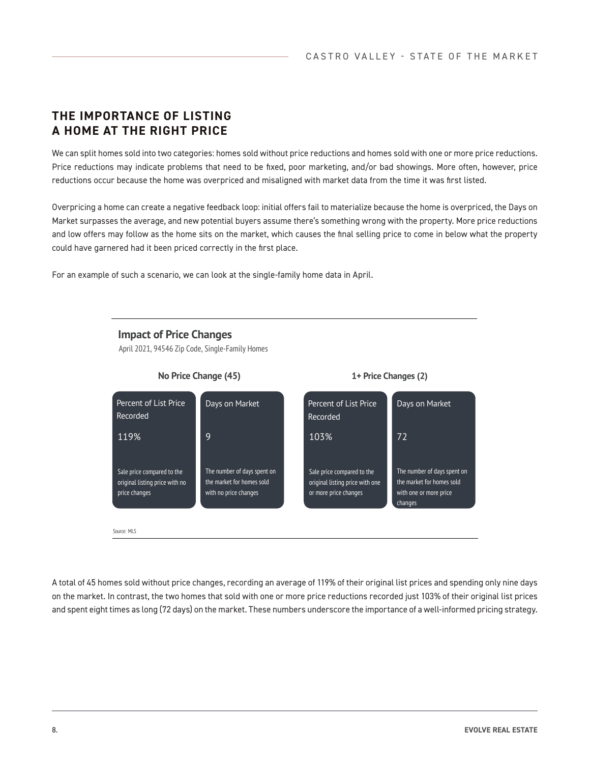## THE IMPORTANCE OF LISTING A HOME AT THE RIGHT PRICE

We can split homes sold into two categories: homes sold without price reductions and homes sold with one or more price reductions. Price reductions may indicate problems that need to be fixed, poor marketing, and/or bad showings. More often, however, price reductions occur because the home was overpriced and misaligned with market data from the time it was first listed.

Overpricing a home can create a negative feedback loop: initial offers fail to materialize because the home is overpriced, the Days on Market surpasses the average, and new potential buyers assume there's something wrong with the property. More price reductions and low offers may follow as the home sits on the market, which causes the final selling price to come in below what the property could have garnered had it been priced correctly in the first place.

For an example of such a scenario, we can look at the single-family home data in April.

### Impact of Price Changes

April 2021, 94546 Zip Code, Single-Family Homes

| No Price Change (45) | | 1+ Price Changes (2) | |
|---|---|---|---|
| Percent of List Price Recorded | Days on Market | Percent of List Price Recorded | Days on Market |
| 119% | 9 | 103% | 72 |
| Sale price compared to the original listing price with no price changes | The number of days spent on the market for homes sold with no price changes | Sale price compared to the original listing price with one or more price changes | The number of days spent on the market for homes sold with one or more price changes |

Source: MLS

A total of 45 homes sold without price changes, recording an average of 119% of their original list prices and spending only nine days on the market. In contrast, the two homes that sold with one or more price reductions recorded just 103% of their original list prices and spent eight times as long (72 days) on the market. These numbers underscore the importance of a well-informed pricing strategy.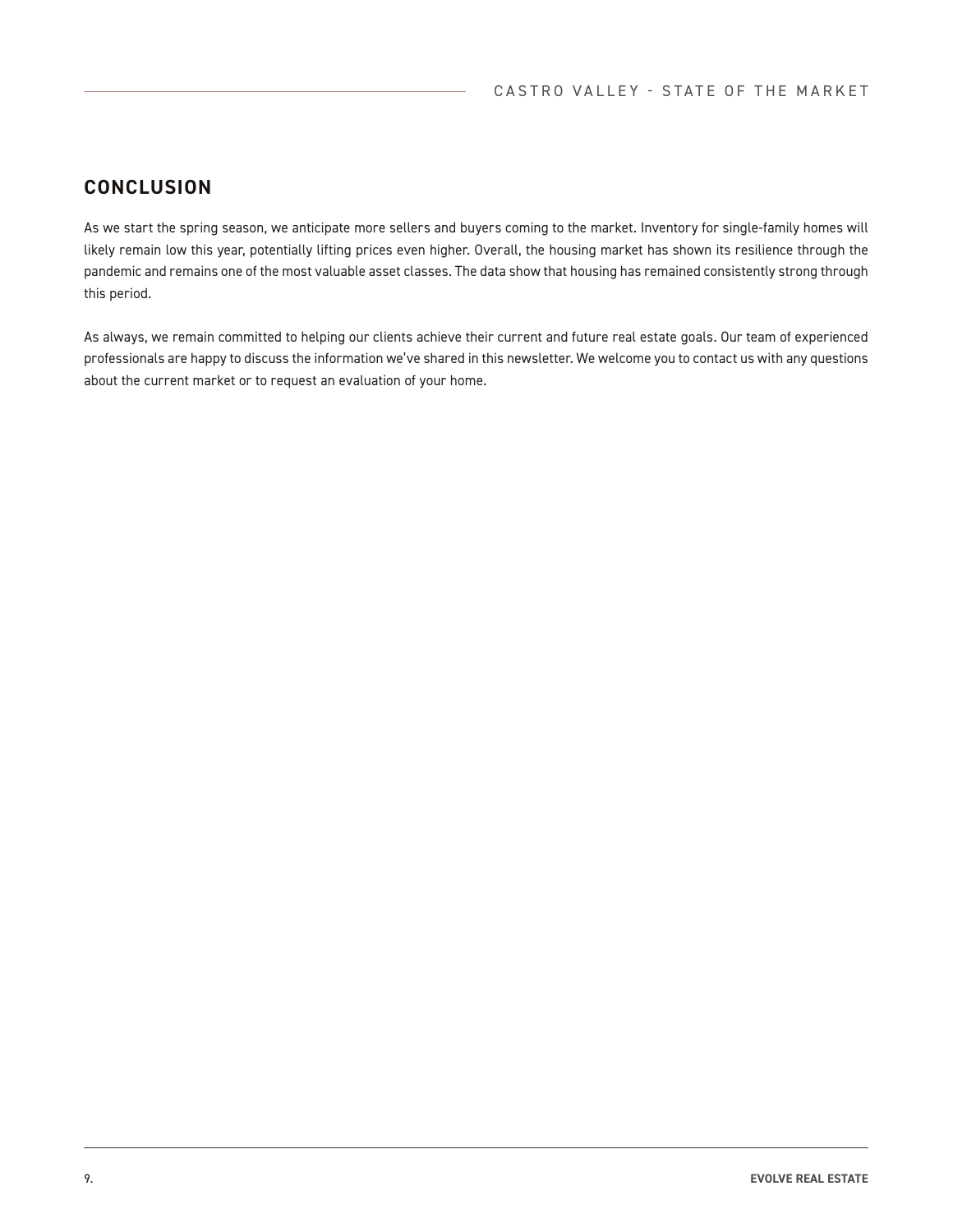## CONCLUSION

As we start the spring season, we anticipate more sellers and buyers coming to the market. Inventory for single-family homes will likely remain low this year, potentially lifting prices even higher. Overall, the housing market has shown its resilience through the pandemic and remains one of the most valuable asset classes. The data show that housing has remained consistently strong through this period.

As always, we remain committed to helping our clients achieve their current and future real estate goals. Our team of experienced professionals are happy to discuss the information we've shared in this newsletter. We welcome you to contact us with any questions about the current market or to request an evaluation of your home.